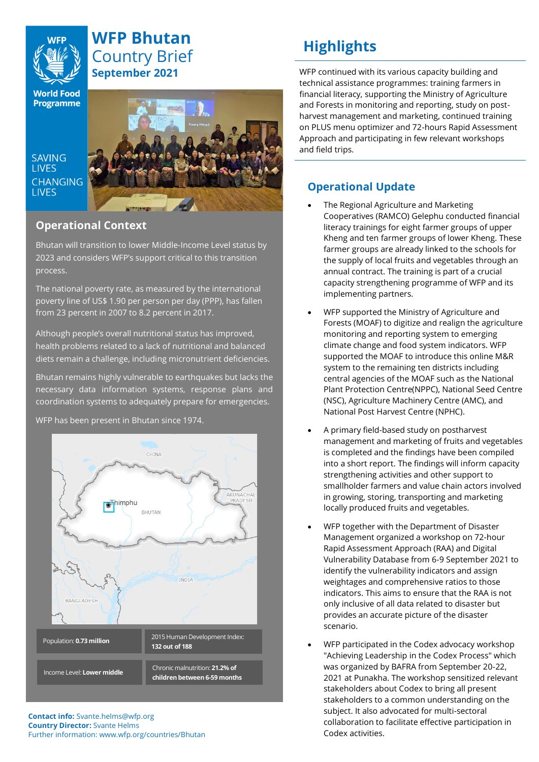# WFP Bhutan Country Brief
## September 2021

World Food Programme

SAVING LIVES CHANGING LIVES

## Operational Context

Bhutan will transition to lower Middle-Income Level status by 2023 and considers WFP's support critical to this transition process.

The national poverty rate, as measured by the international poverty line of US$ 1.90 per person per day (PPP), has fallen from 23 percent in 2007 to 8.2 percent in 2017.

Although people's overall nutritional status has improved, health problems related to a lack of nutritional and balanced diets remain a challenge, including micronutrient deficiencies.

Bhutan remains highly vulnerable to earthquakes but lacks the necessary data information systems, response plans and coordination systems to adequately prepare for emergencies.

WFP has been present in Bhutan since 1974.

| Population: **0.73 million** | 2015 Human Development Index: **132 out of 188** |
|---|---|
| Income Level: **Lower middle** | Chronic malnutrition: **21.2% of children between 6-59 months** |

**Contact info:** Svante.helms@wfp.org
**Country Director:** Svante Helms
Further information: www.wfp.org/countries/Bhutan

# Highlights

WFP continued with its various capacity building and technical assistance programmes: training farmers in financial literacy, supporting the Ministry of Agriculture and Forests in monitoring and reporting, study on post-harvest management and marketing, continued training on PLUS menu optimizer and 72-hours Rapid Assessment Approach and participating in few relevant workshops and field trips.

## Operational Update

- The Regional Agriculture and Marketing Cooperatives (RAMCO) Gelephu conducted financial literacy trainings for eight farmer groups of upper Kheng and ten farmer groups of lower Kheng. These farmer groups are already linked to the schools for the supply of local fruits and vegetables through an annual contract. The training is part of a crucial capacity strengthening programme of WFP and its implementing partners.
- WFP supported the Ministry of Agriculture and Forests (MOAF) to digitize and realign the agriculture monitoring and reporting system to emerging climate change and food system indicators. WFP supported the MOAF to introduce this online M&R system to the remaining ten districts including central agencies of the MOAF such as the National Plant Protection Centre(NPPC), National Seed Centre (NSC), Agriculture Machinery Centre (AMC), and National Post Harvest Centre (NPHC).
- A primary field-based study on postharvest management and marketing of fruits and vegetables is completed and the findings have been compiled into a short report. The findings will inform capacity strengthening activities and other support to smallholder farmers and value chain actors involved in growing, storing, transporting and marketing locally produced fruits and vegetables.
- WFP together with the Department of Disaster Management organized a workshop on 72-hour Rapid Assessment Approach (RAA) and Digital Vulnerability Database from 6-9 September 2021 to identify the vulnerability indicators and assign weightages and comprehensive ratios to those indicators. This aims to ensure that the RAA is not only inclusive of all data related to disaster but provides an accurate picture of the disaster scenario.
- WFP participated in the Codex advocacy workshop "Achieving Leadership in the Codex Process" which was organized by BAFRA from September 20-22, 2021 at Punakha. The workshop sensitized relevant stakeholders about Codex to bring all present stakeholders to a common understanding on the subject. It also advocated for multi-sectoral collaboration to facilitate effective participation in Codex activities.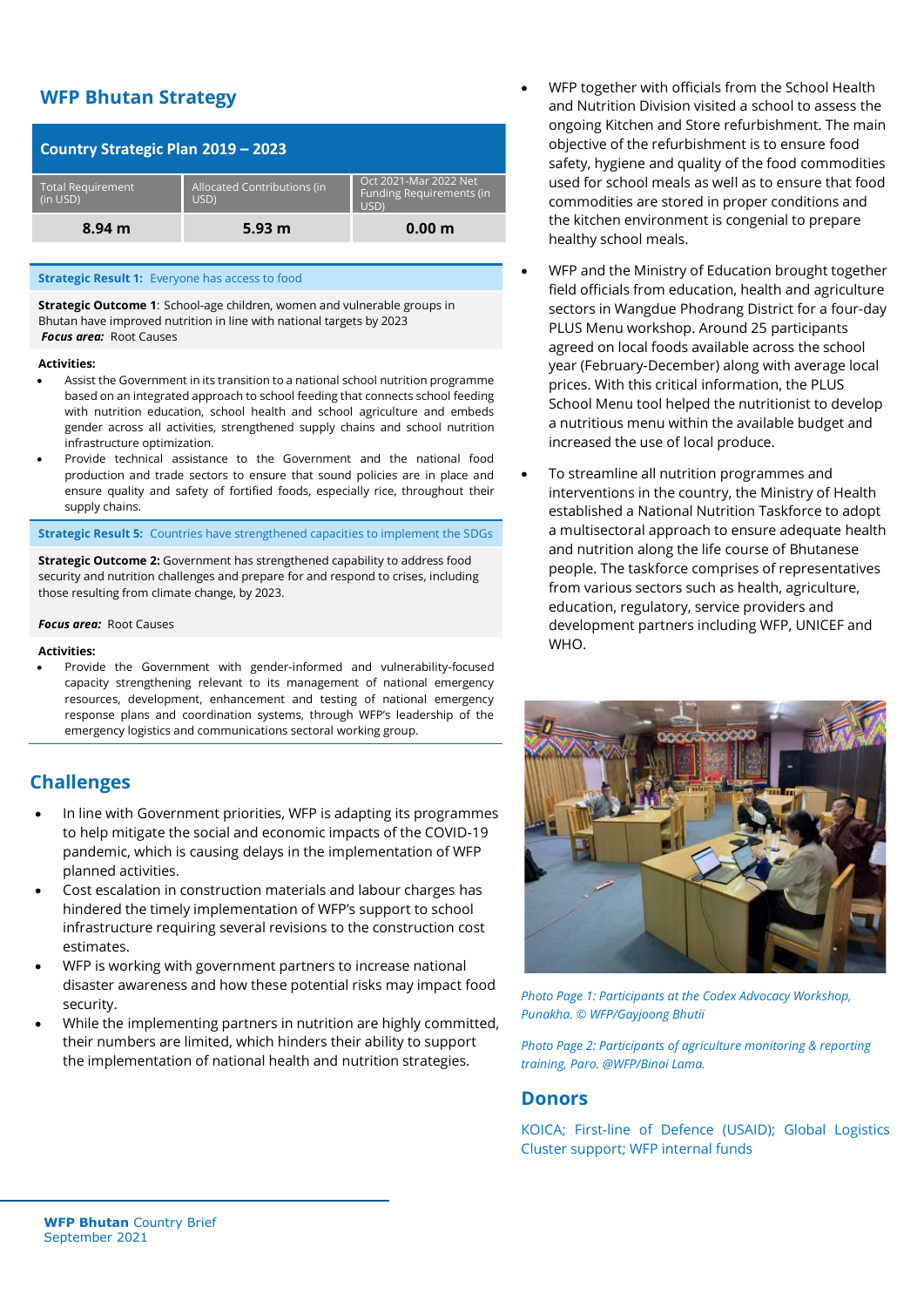## WFP Bhutan Strategy

**Country Strategic Plan 2019 – 2023**

| Total Requirement (in USD) | Allocated Contributions (in USD) | Oct 2021-Mar 2022 Net Funding Requirements (in USD) |
|---|---|---|
| **8.94 m** | **5.93 m** | **0.00 m** |

**Strategic Result 1:** Everyone has access to food

**Strategic Outcome 1**: School-age children, women and vulnerable groups in Bhutan have improved nutrition in line with national targets by 2023

***Focus area:*** Root Causes

**Activities:**

- Assist the Government in its transition to a national school nutrition programme based on an integrated approach to school feeding that connects school feeding with nutrition education, school health and school agriculture and embeds gender across all activities, strengthened supply chains and school nutrition infrastructure optimization.
- Provide technical assistance to the Government and the national food production and trade sectors to ensure that sound policies are in place and ensure quality and safety of fortified foods, especially rice, throughout their supply chains.

**Strategic Result 5:** Countries have strengthened capacities to implement the SDGs

**Strategic Outcome 2:** Government has strengthened capability to address food security and nutrition challenges and prepare for and respond to crises, including those resulting from climate change, by 2023.

***Focus area:*** Root Causes

**Activities:**

- Provide the Government with gender-informed and vulnerability-focused capacity strengthening relevant to its management of national emergency resources, development, enhancement and testing of national emergency response plans and coordination systems, through WFP's leadership of the emergency logistics and communications sectoral working group.

## Challenges

- In line with Government priorities, WFP is adapting its programmes to help mitigate the social and economic impacts of the COVID-19 pandemic, which is causing delays in the implementation of WFP planned activities.
- Cost escalation in construction materials and labour charges has hindered the timely implementation of WFP's support to school infrastructure requiring several revisions to the construction cost estimates.
- WFP is working with government partners to increase national disaster awareness and how these potential risks may impact food security.
- While the implementing partners in nutrition are highly committed, their numbers are limited, which hinders their ability to support the implementation of national health and nutrition strategies.

- WFP together with officials from the School Health and Nutrition Division visited a school to assess the ongoing Kitchen and Store refurbishment. The main objective of the refurbishment is to ensure food safety, hygiene and quality of the food commodities used for school meals as well as to ensure that food commodities are stored in proper conditions and the kitchen environment is congenial to prepare healthy school meals.
- WFP and the Ministry of Education brought together field officials from education, health and agriculture sectors in Wangdue Phodrang District for a four-day PLUS Menu workshop. Around 25 participants agreed on local foods available across the school year (February-December) along with average local prices. With this critical information, the PLUS School Menu tool helped the nutritionist to develop a nutritious menu within the available budget and increased the use of local produce.
- To streamline all nutrition programmes and interventions in the country, the Ministry of Health established a National Nutrition Taskforce to adopt a multisectoral approach to ensure adequate health and nutrition along the life course of Bhutanese people. The taskforce comprises of representatives from various sectors such as health, agriculture, education, regulatory, service providers and development partners including WFP, UNICEF and WHO.

*Photo Page 1: Participants at the Codex Advocacy Workshop, Punakha. © WFP/Gayjoong Bhutii*

*Photo Page 2: Participants of agriculture monitoring & reporting training, Paro. @WFP/Binai Lama.*

## Donors

KOICA; First-line of Defence (USAID); Global Logistics Cluster support; WFP internal funds